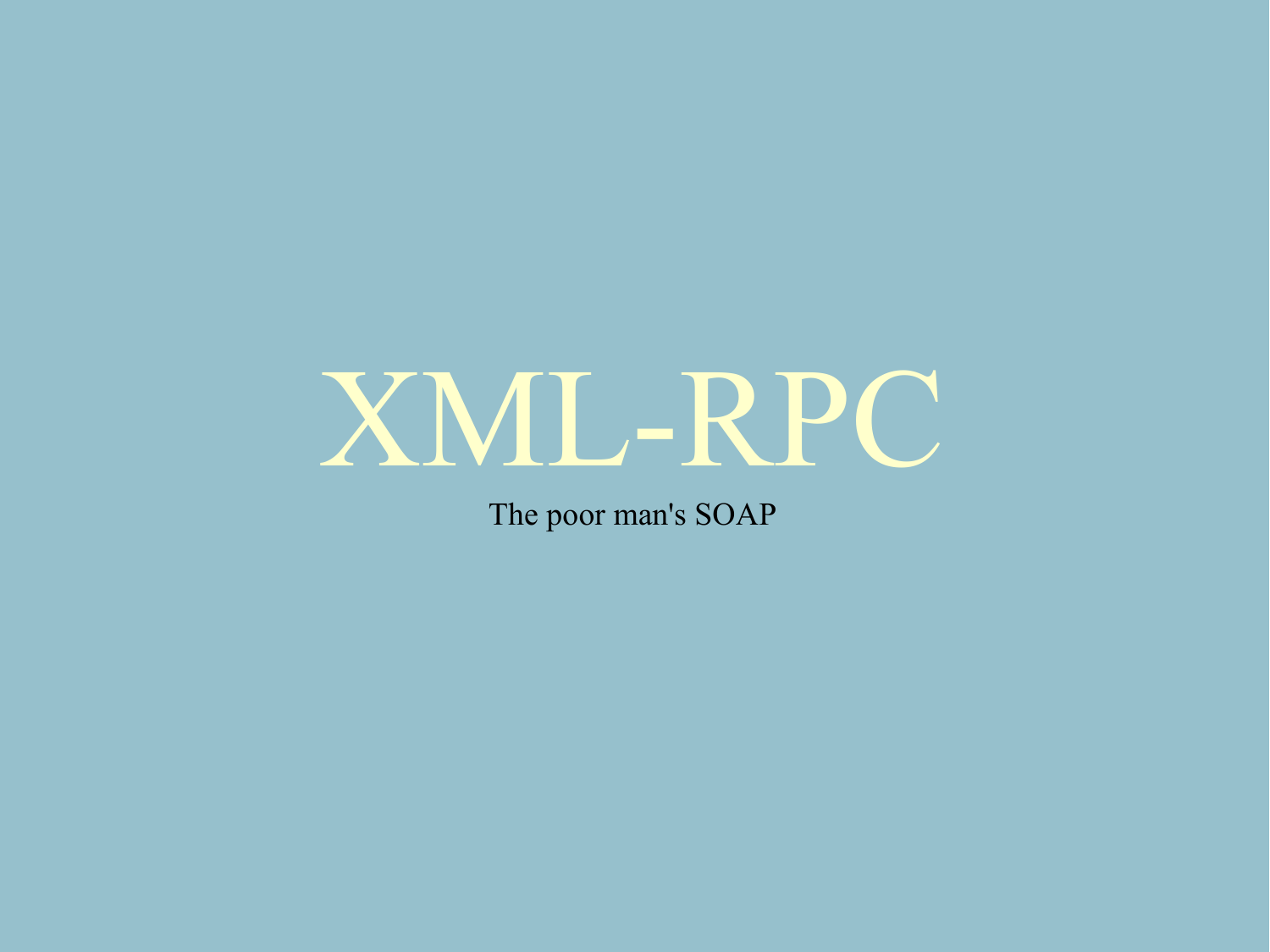# XML-RPC

The poor man's SOAP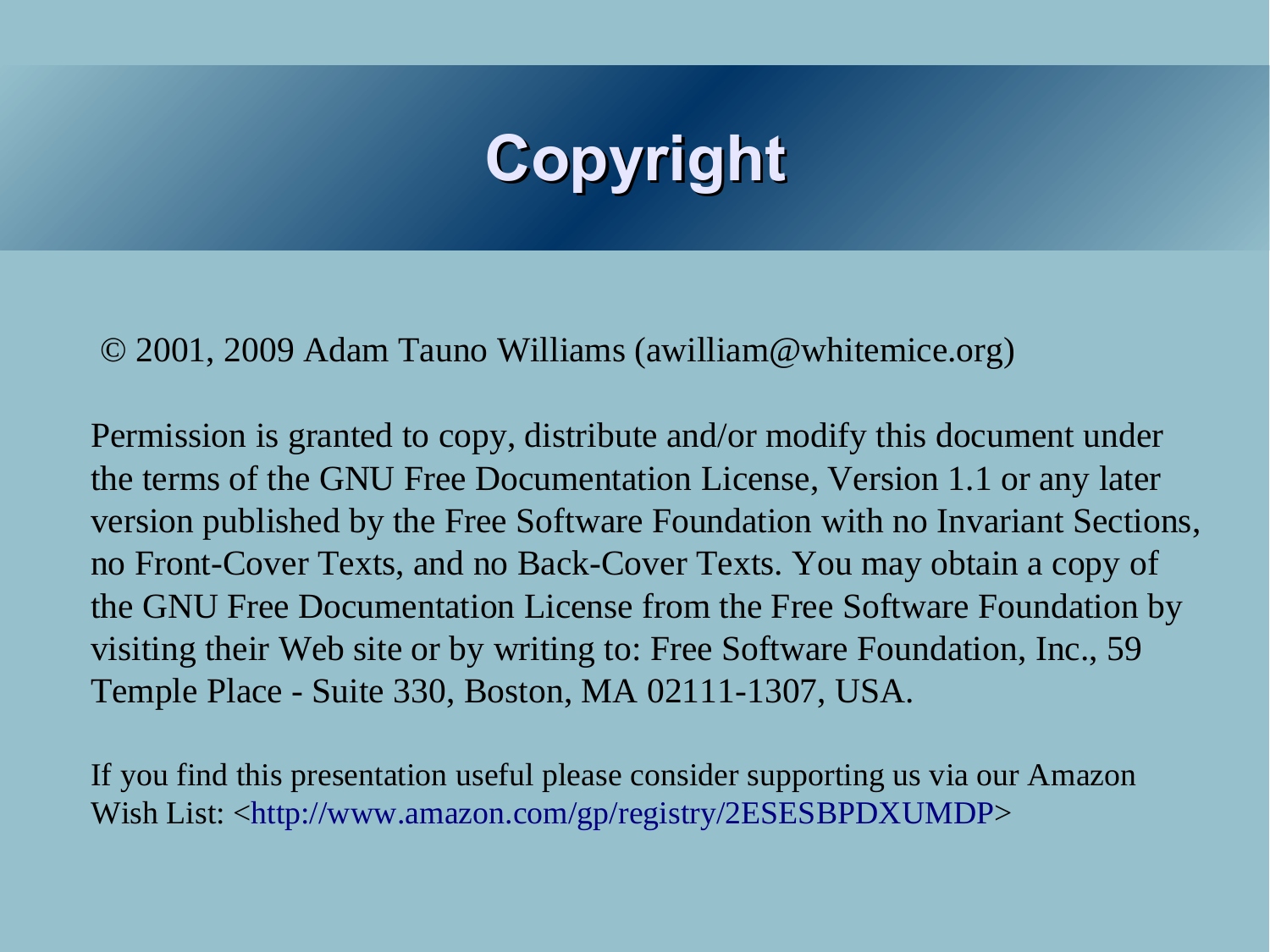# Copyright

© 2001, 2009 Adam Tauno Williams (awilliam@whitemice.org)

Permission is granted to copy, distribute and/or modify this document under the terms of the GNU Free Documentation License, Version 1.1 or any later version published by the Free Software Foundation with no Invariant Sections, no Front-Cover Texts, and no Back-Cover Texts. You may obtain a copy of the GNU Free Documentation License from the Free Software Foundation by visiting their Web site or by writing to: Free Software Foundation, Inc., 59 Temple Place - Suite 330, Boston, MA 02111-1307, USA.

If you find this presentation useful please consider supporting us via our Amazon Wish List: <http://www.amazon.com/gp/registry/2ESESBPDXUMDP>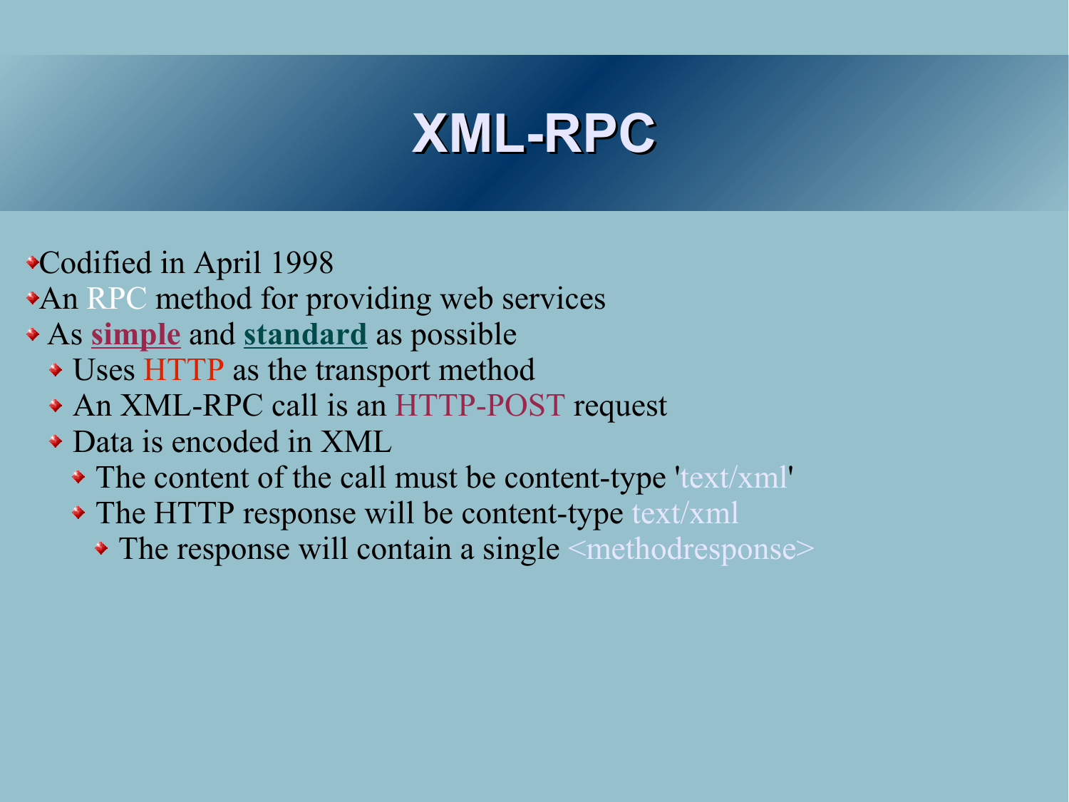# XML-RPC

- Codified in April 1998
- An RPC method for providing web services
- As **simple** and **standard** as possible
  - Uses HTTP as the transport method
  - An XML-RPC call is an HTTP-POST request
  - Data is encoded in XML
    - The content of the call must be content-type 'text/xml'
    - The HTTP response will be content-type text/xml
      - The response will contain a single <methodresponse>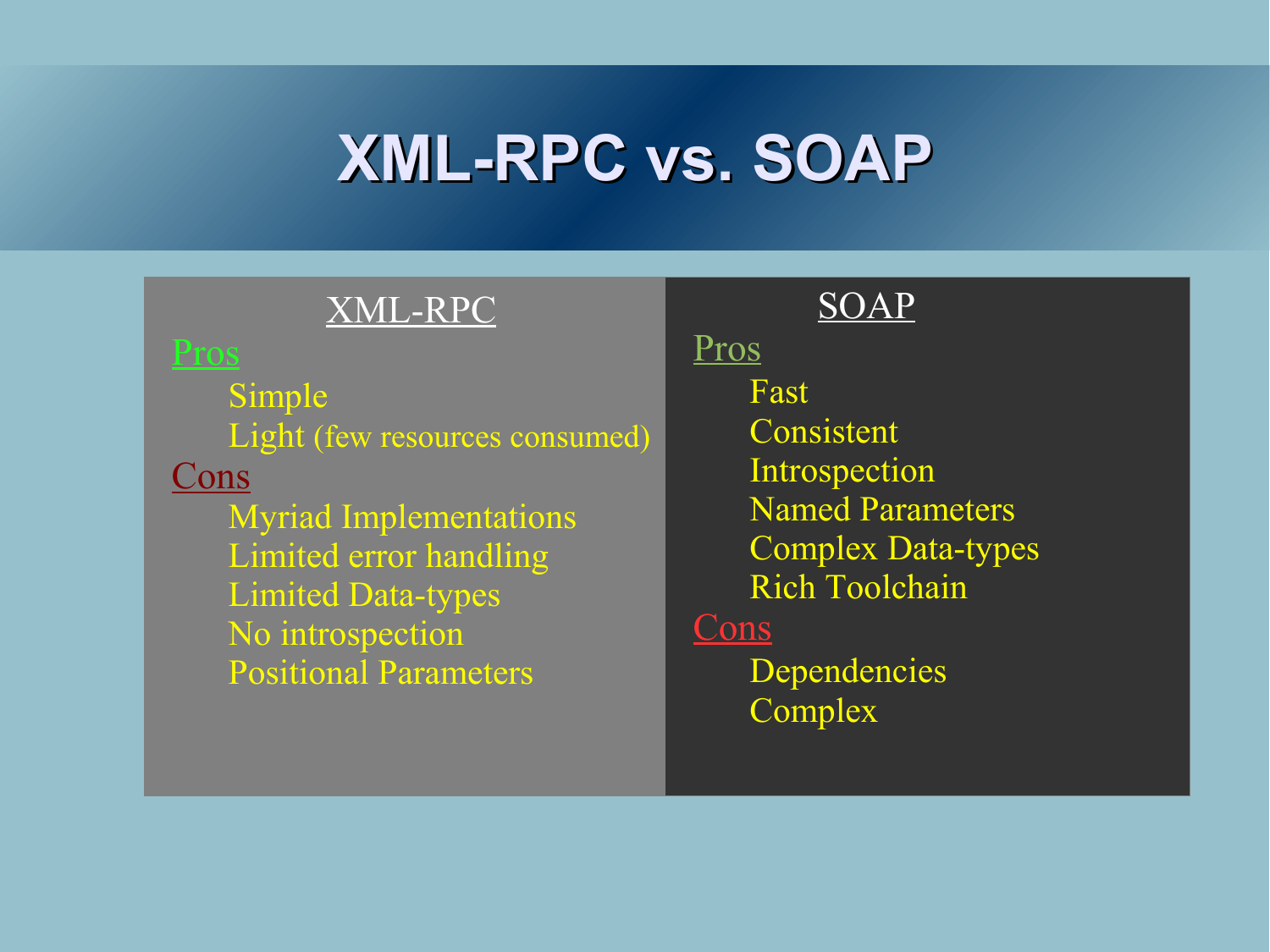# XML-RPC vs. SOAP

## XML-RPC

**Pros**

- Simple
- Light (few resources consumed)

**Cons**

- Myriad Implementations
- Limited error handling
- Limited Data-types
- No introspection
- Positional Parameters

## SOAP

**Pros**

- Fast
- Consistent
- Introspection
- Named Parameters
- Complex Data-types
- Rich Toolchain

**Cons**

- Dependencies
- Complex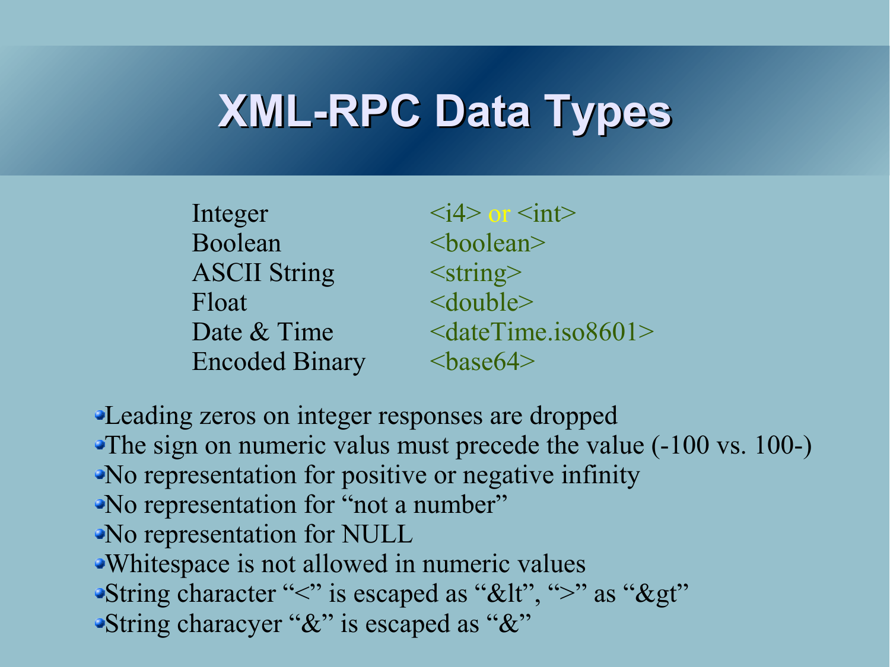# XML-RPC Data Types

| | |
|---|---|
| Integer | <i4> or <int> |
| Boolean | <boolean> |
| ASCII String | <string> |
| Float | <double> |
| Date & Time | <dateTime.iso8601> |
| Encoded Binary | <base64> |

- Leading zeros on integer responses are dropped
- The sign on numeric valus must precede the value (-100 vs. 100-)
- No representation for positive or negative infinity
- No representation for “not a number”
- No representation for NULL
- Whitespace is not allowed in numeric values
- String character “<” is escaped as “&lt”, “>” as “&gt”
- String characyer “&” is escaped as “&”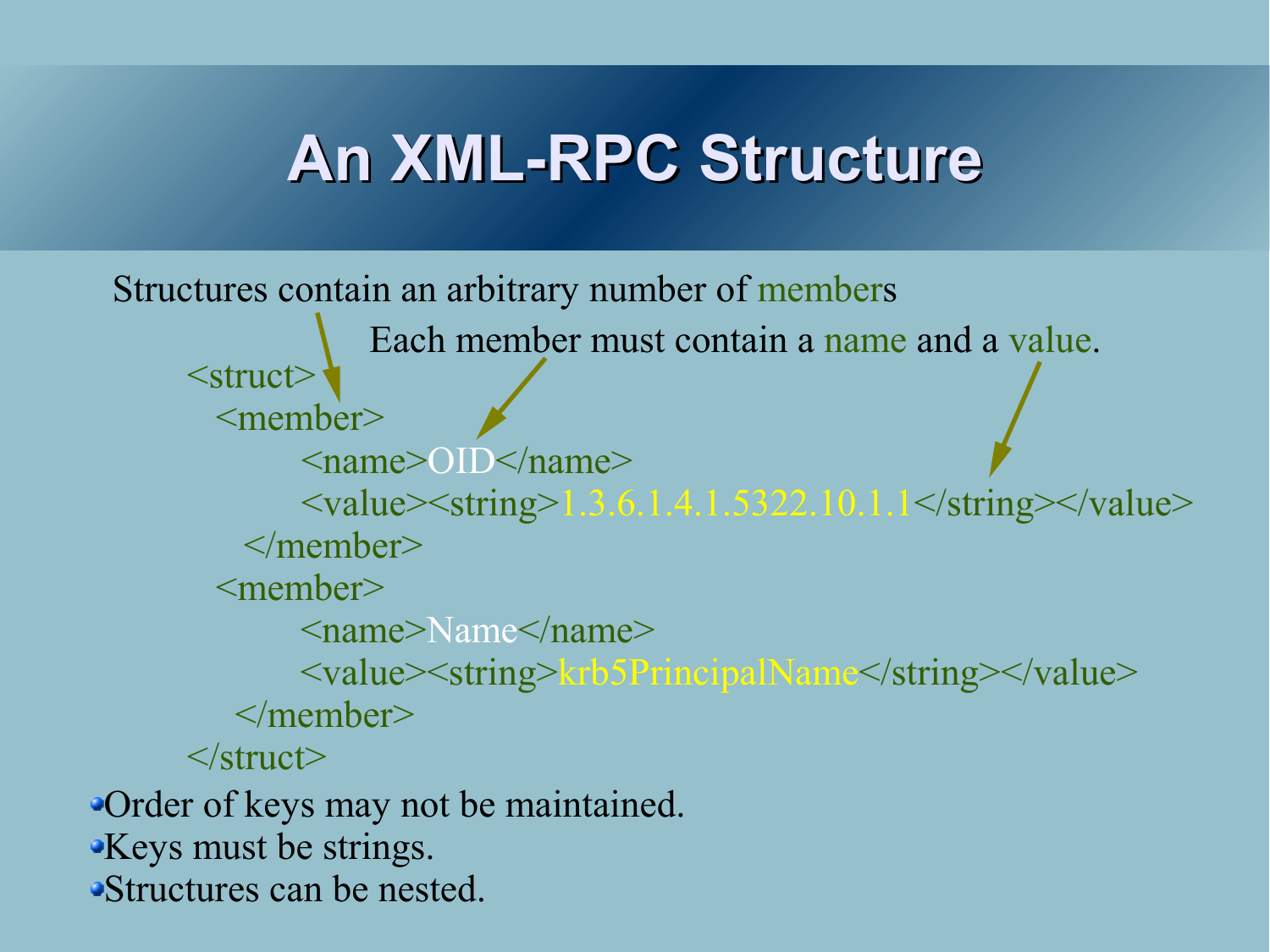# An XML-RPC Structure

Structures contain an arbitrary number of members

Each member must contain a name and a value.

```
<struct>
  <member>
      <name>OID</name>
      <value><string>1.3.6.1.4.1.5322.10.1.1</string></value>
   </member>
  <member>
      <name>Name</name>
      <value><string>krb5PrincipalName</string></value>
   </member>
</struct>
```

- Order of keys may not be maintained.
- Keys must be strings.
- Structures can be nested.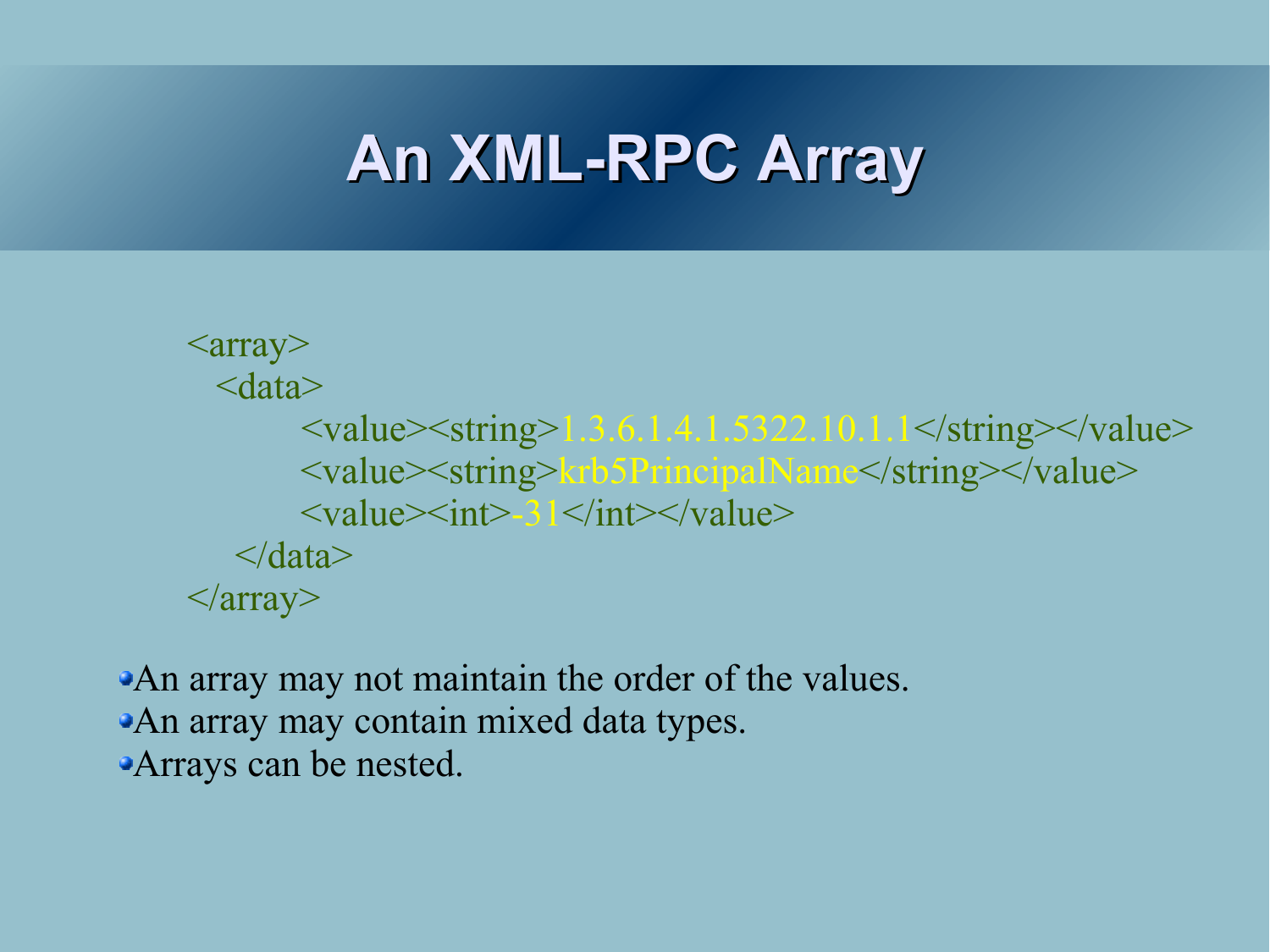# An XML-RPC Array

```
<array>
  <data>
        <value><string>1.3.6.1.4.1.5322.10.1.1</string></value>
        <value><string>krb5PrincipalName</string></value>
        <value><int>-31</int></value>
   </data>
</array>
```

- An array may not maintain the order of the values.
- An array may contain mixed data types.
- Arrays can be nested.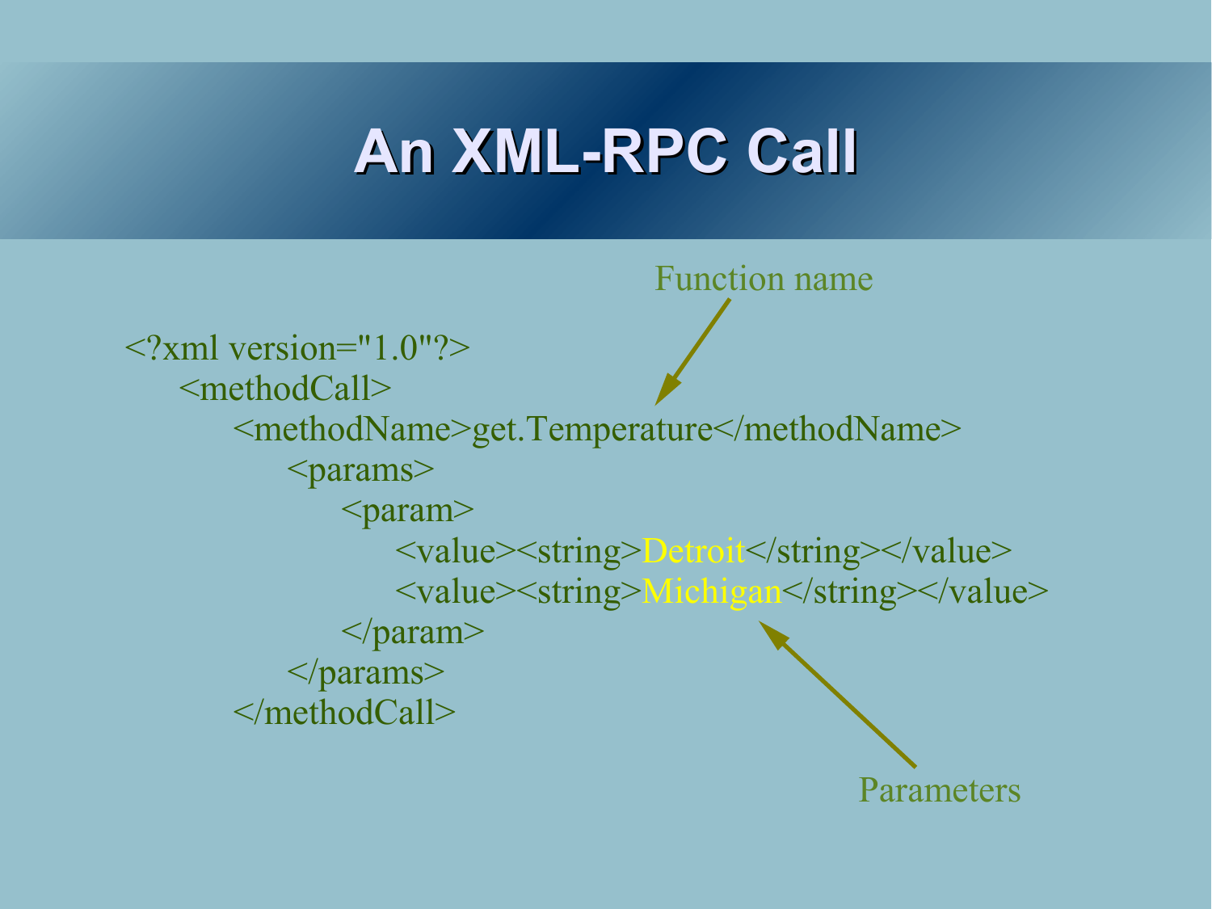# An XML-RPC Call

Function name

```
<?xml version="1.0"?>
  <methodCall>
    <methodName>get.Temperature</methodName>
      <params>
        <param>
          <value><string>Detroit</string></value>
          <value><string>Michigan</string></value>
        </param>
      </params>
  </methodCall>
```

Parameters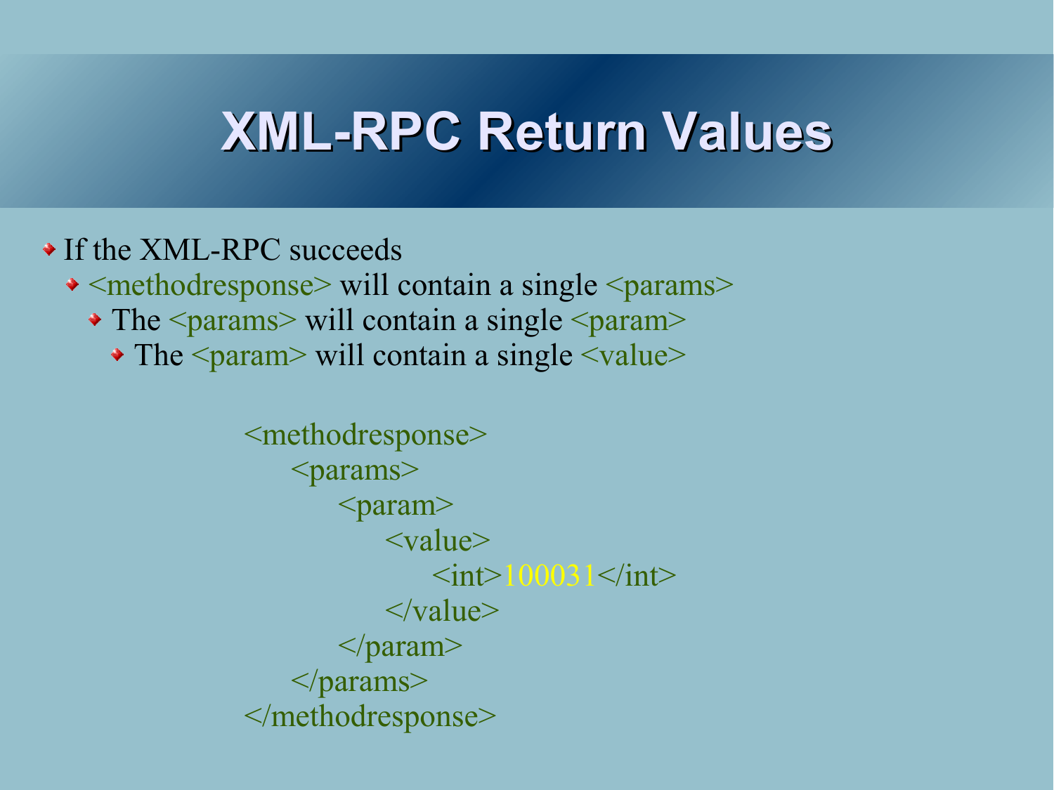# XML-RPC Return Values

- If the XML-RPC succeeds
  - <methodresponse> will contain a single <params>
    - The <params> will contain a single <param>
      - The <param> will contain a single <value>

```
<methodresponse>
    <params>
        <param>
            <value>
                <int>100031</int>
            </value>
        </param>
    </params>
</methodresponse>
```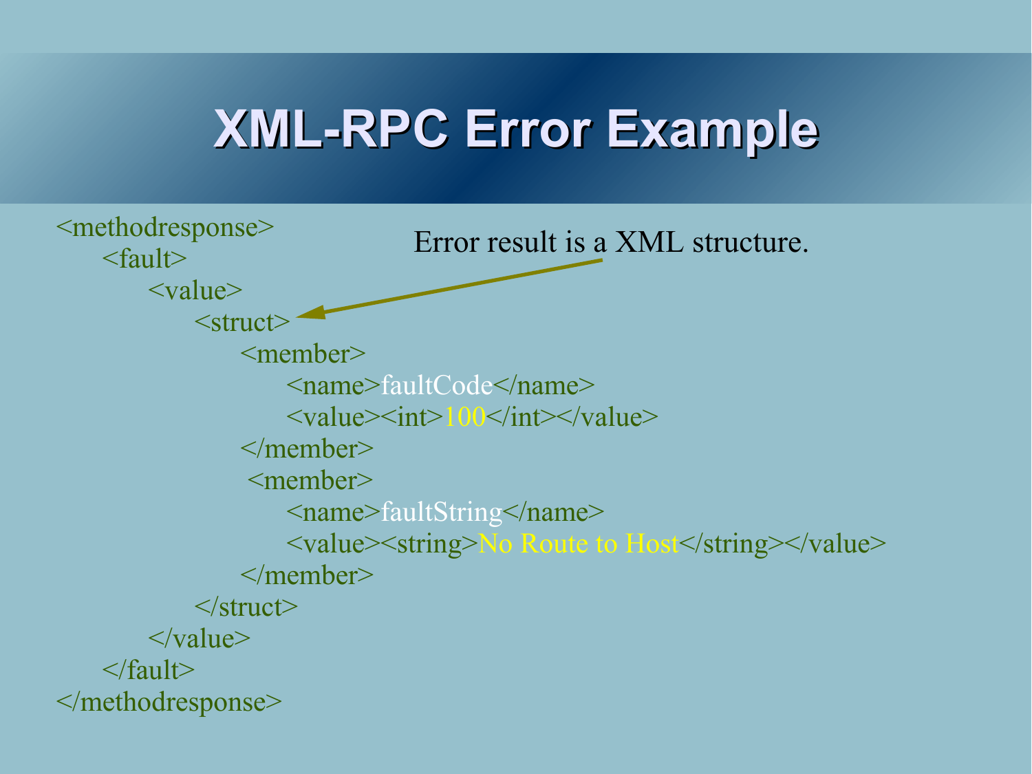# XML-RPC Error Example

Error result is a XML structure.

```
<methodresponse>
    <fault>
        <value>
            <struct>
                <member>
                    <name>faultCode</name>
                    <value><int>100</int></value>
                </member>
                <member>
                    <name>faultString</name>
                    <value><string>No Route to Host</string></value>
                </member>
            </struct>
        </value>
    </fault>
</methodresponse>
```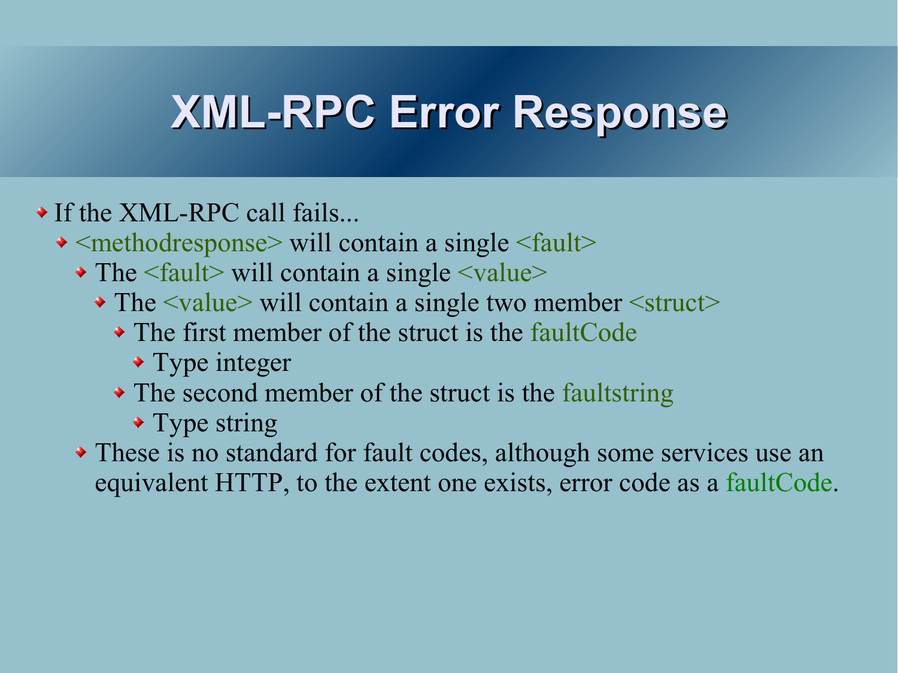# XML-RPC Error Response

- If the XML-RPC call fails...
  - <methodresponse> will contain a single <fault>
    - The <fault> will contain a single <value>
      - The <value> will contain a single two member <struct>
        - The first member of the struct is the faultCode
          - Type integer
        - The second member of the struct is the faultstring
          - Type string
    - These is no standard for fault codes, although some services use an equivalent HTTP, to the extent one exists, error code as a faultCode.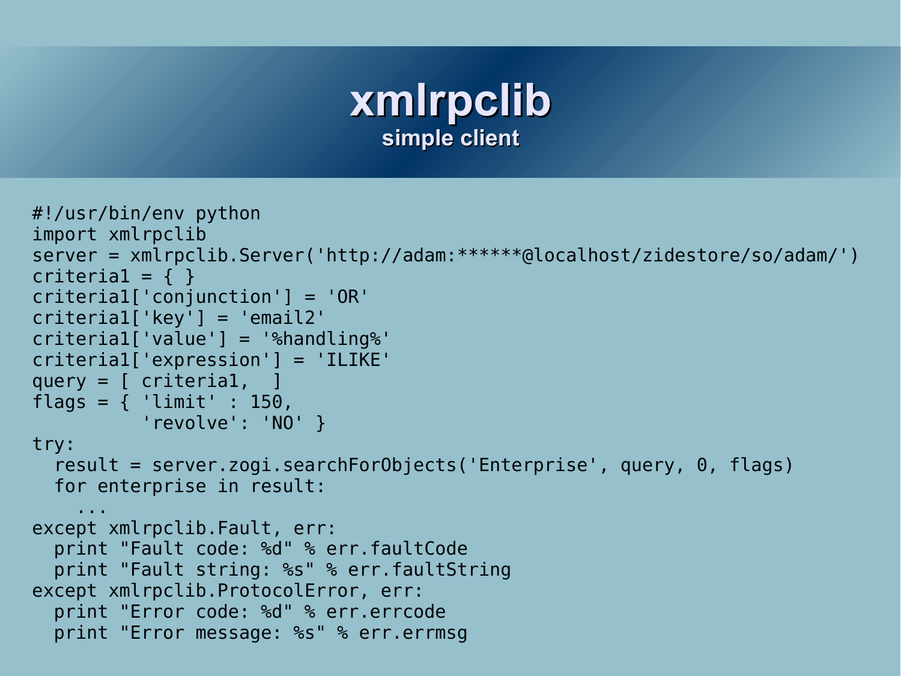# xmlrpclib

## simple client

```
#!/usr/bin/env python
import xmlrpclib
server = xmlrpclib.Server('http://adam:******@localhost/zidestore/so/adam/')
criteria1 = { }
criteria1['conjunction'] = 'OR'
criteria1['key'] = 'email2'
criteria1['value'] = '%handling%'
criteria1['expression'] = 'ILIKE'
query = [ criteria1,  ]
flags = { 'limit' : 150,
          'revolve': 'NO' }
try:
  result = server.zogi.searchForObjects('Enterprise', query, 0, flags)
  for enterprise in result:
    ...
except xmlrpclib.Fault, err:
  print "Fault code: %d" % err.faultCode
  print "Fault string: %s" % err.faultString
except xmlrpclib.ProtocolError, err:
  print "Error code: %d" % err.errcode
  print "Error message: %s" % err.errmsg
```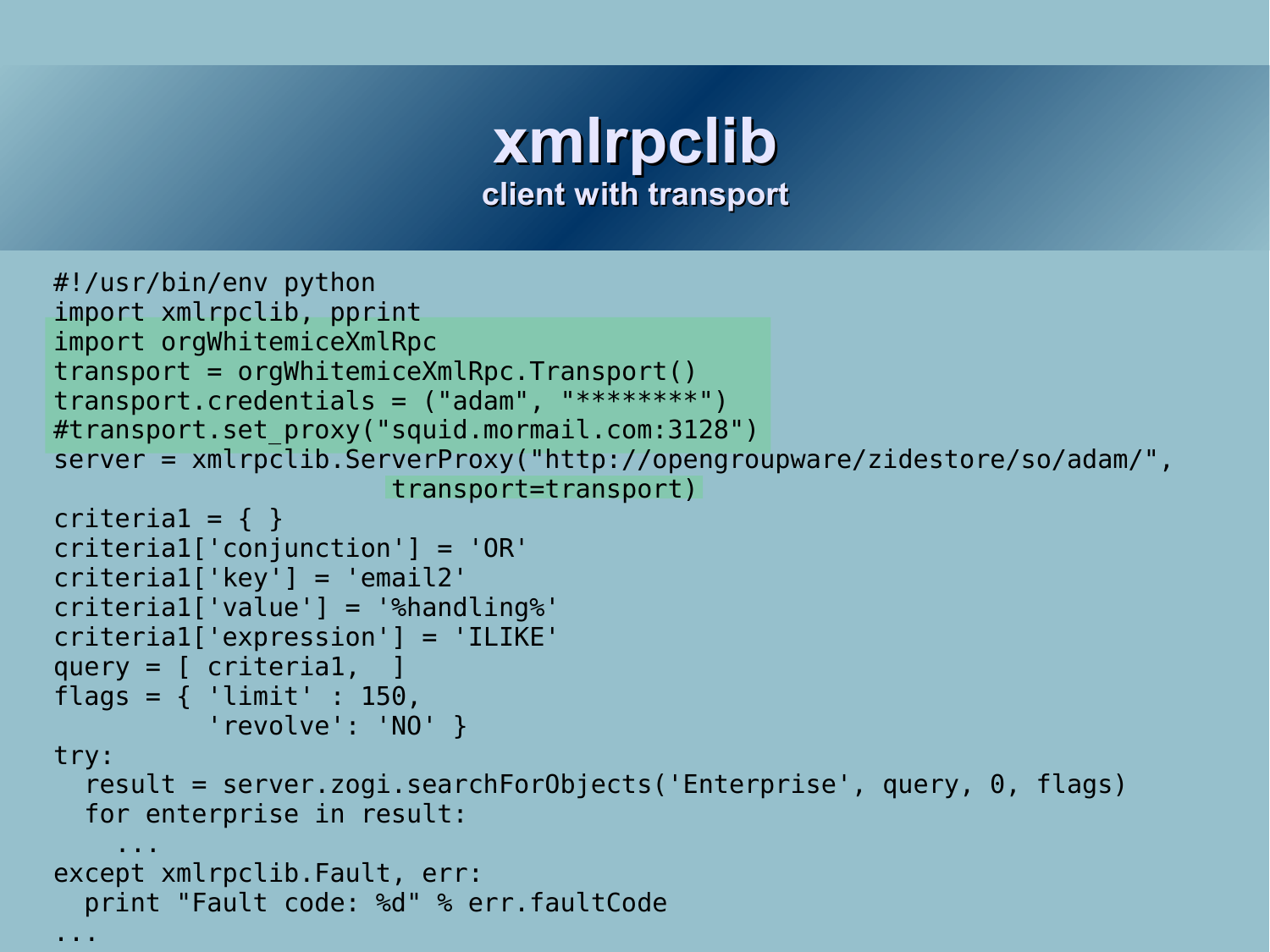# xmlrpclib

## client with transport

```
#!/usr/bin/env python
import xmlrpclib, pprint
import orgWhitemiceXmlRpc
transport = orgWhitemiceXmlRpc.Transport()
transport.credentials = ("adam", "********")
#transport.set_proxy("squid.mormail.com:3128")
server = xmlrpclib.ServerProxy("http://opengroupware/zidestore/so/adam/",
                     transport=transport)
criteria1 = { }
criteria1['conjunction'] = 'OR'
criteria1['key'] = 'email2'
criteria1['value'] = '%handling%'
criteria1['expression'] = 'ILIKE'
query = [ criteria1,  ]
flags = { 'limit' : 150,
          'revolve': 'NO' }
try:
  result = server.zogi.searchForObjects('Enterprise', query, 0, flags)
  for enterprise in result:
    ...
except xmlrpclib.Fault, err:
  print "Fault code: %d" % err.faultCode
...
```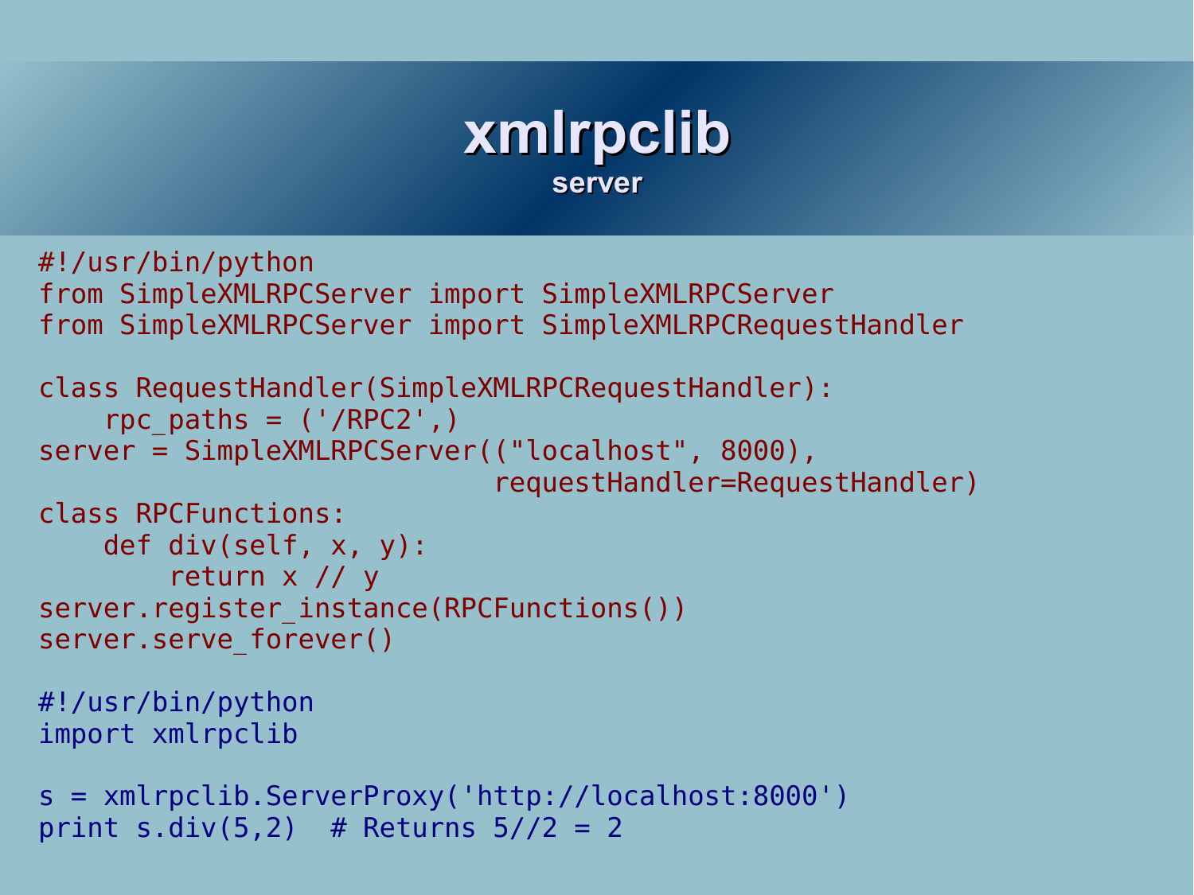# xmlrpclib

## server

```
#!/usr/bin/python
from SimpleXMLRPCServer import SimpleXMLRPCServer
from SimpleXMLRPCServer import SimpleXMLRPCRequestHandler

class RequestHandler(SimpleXMLRPCRequestHandler):
    rpc_paths = ('/RPC2',)
server = SimpleXMLRPCServer(("localhost", 8000),
                            requestHandler=RequestHandler)
class RPCFunctions:
    def div(self, x, y):
        return x // y
server.register_instance(RPCFunctions())
server.serve_forever()
```

```
#!/usr/bin/python
import xmlrpclib

s = xmlrpclib.ServerProxy('http://localhost:8000')
print s.div(5,2)  # Returns 5//2 = 2
```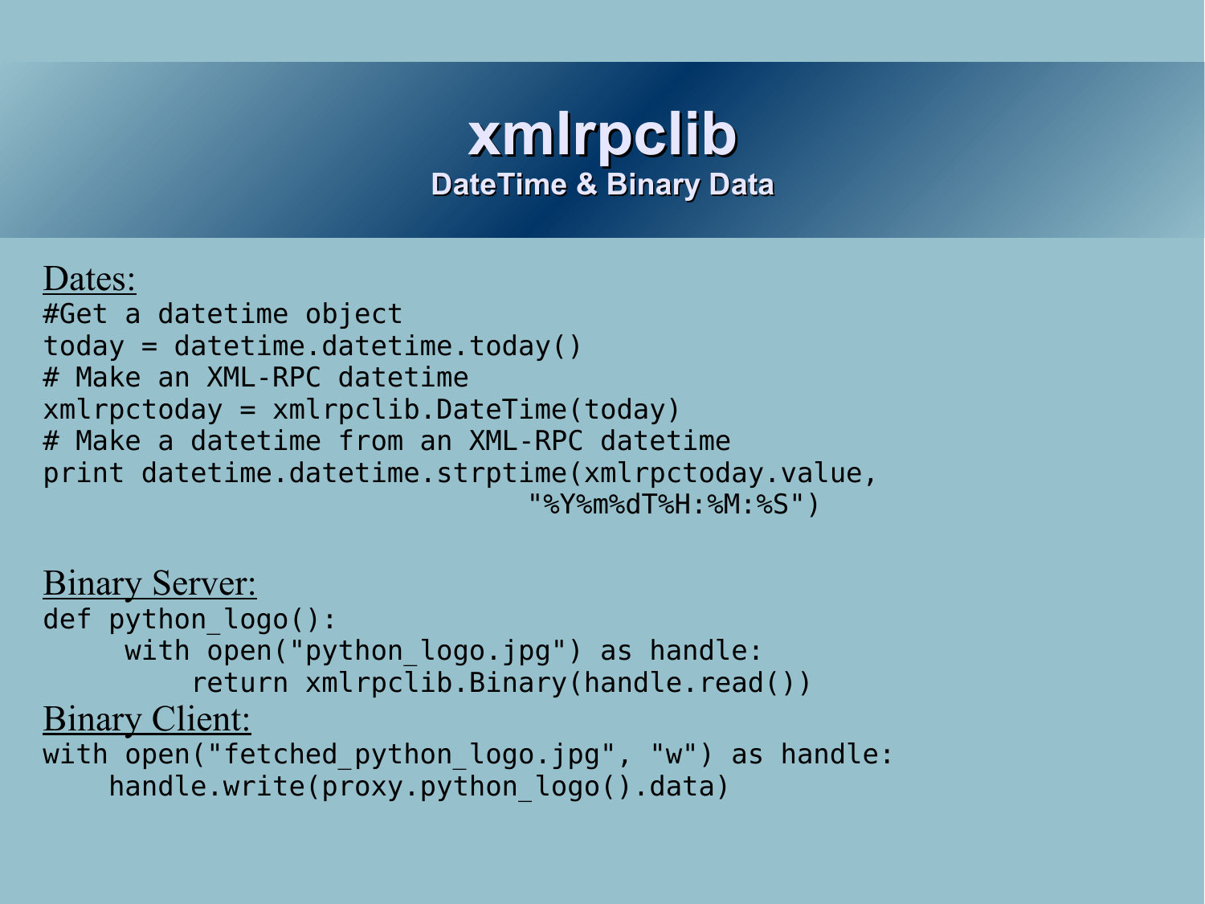# xmlrpclib

## DateTime & Binary Data

<u>Dates:</u>

```
#Get a datetime object
today = datetime.datetime.today()
# Make an XML-RPC datetime
xmlrpctoday = xmlrpclib.DateTime(today)
# Make a datetime from an XML-RPC datetime
print datetime.datetime.strptime(xmlrpctoday.value,
                                 "%Y%m%dT%H:%M:%S")
```

<u>Binary Server:</u>

```
def python_logo():
     with open("python_logo.jpg") as handle:
         return xmlrpclib.Binary(handle.read())
```

<u>Binary Client:</u>

```
with open("fetched_python_logo.jpg", "w") as handle:
    handle.write(proxy.python_logo().data)
```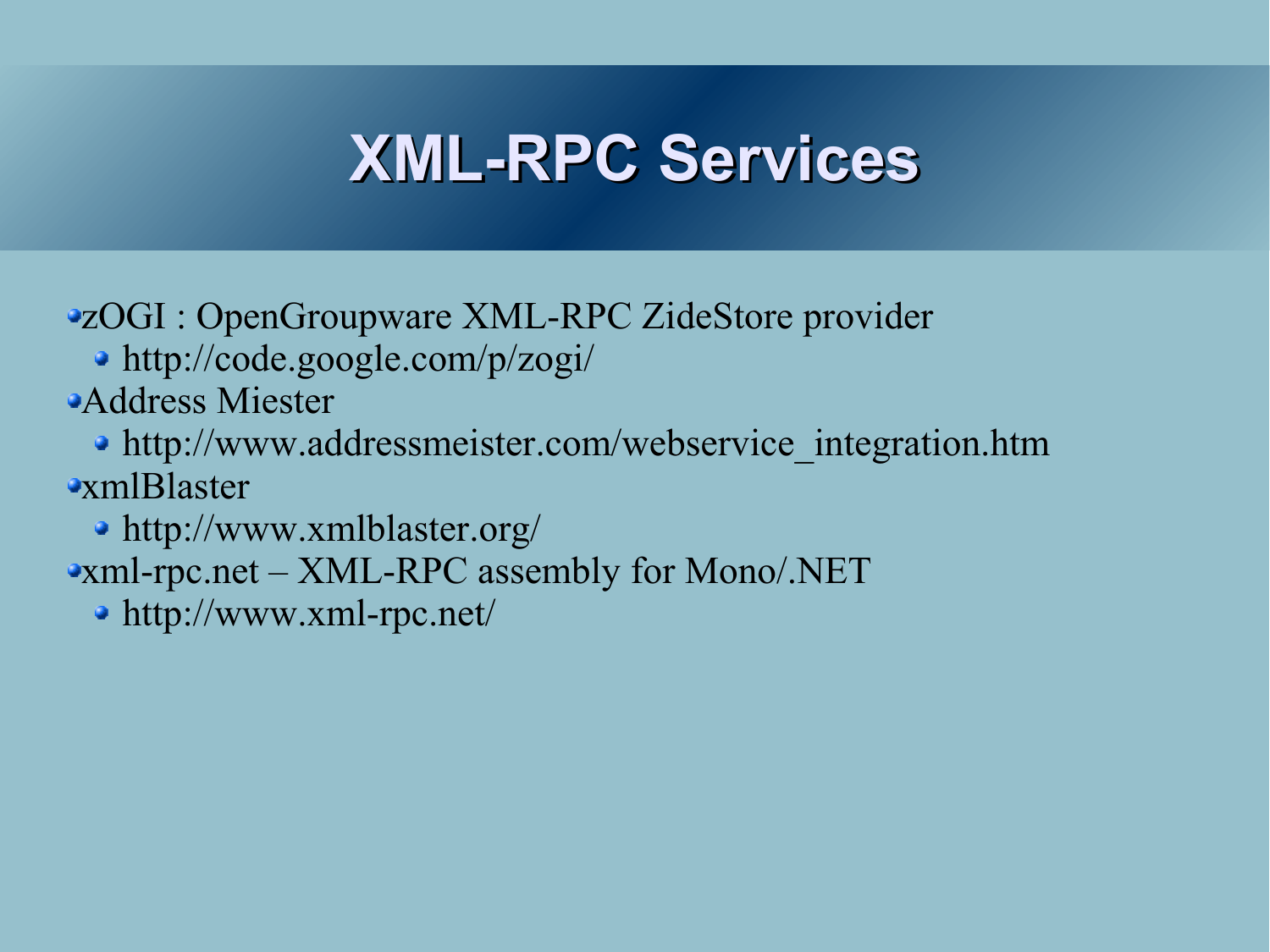# XML-RPC Services

- zOGI : OpenGroupware XML-RPC ZideStore provider
  - http://code.google.com/p/zogi/
- Address Miester
  - http://www.addressmeister.com/webservice_integration.htm
- xmlBlaster
  - http://www.xmlblaster.org/
- xml-rpc.net – XML-RPC assembly for Mono/.NET
  - http://www.xml-rpc.net/